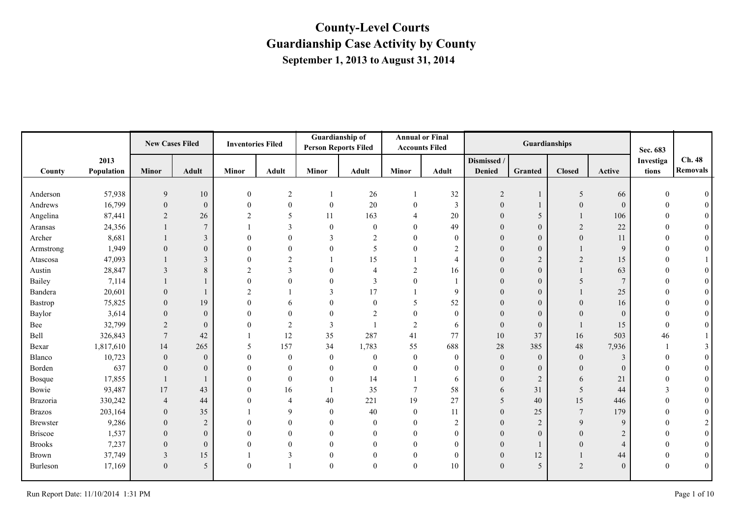# County-Level Courts
# Guardianship Case Activity by County
### September 1, 2013 to August 31, 2014

| County | 2013 Population | New Cases Filed | | Inventories Filed | | Guardianship of Person Reports Filed | | Annual or Final Accounts Filed | | Guardianships | | | | Sec. 683 Investigations | Ch. 48 Removals |
|---|---|---|---|---|---|---|---|---|---|---|---|---|---|---|---|
| | | Minor | Adult | Minor | Adult | Minor | Adult | Minor | Adult | Dismissed / Denied | Granted | Closed | Active | | |
| Anderson | 57,938 | 9 | 10 | 0 | 2 | 1 | 26 | 1 | 32 | 2 | 1 | 5 | 66 | 0 | 0 |
| Andrews | 16,799 | 0 | 0 | 0 | 0 | 0 | 20 | 0 | 3 | 0 | 1 | 0 | 0 | 0 | 0 |
| Angelina | 87,441 | 2 | 26 | 2 | 5 | 11 | 163 | 4 | 20 | 0 | 5 | 1 | 106 | 0 | 0 |
| Aransas | 24,356 | 1 | 7 | 1 | 3 | 0 | 0 | 0 | 49 | 0 | 0 | 2 | 22 | 0 | 0 |
| Archer | 8,681 | 1 | 3 | 0 | 0 | 3 | 2 | 0 | 0 | 0 | 0 | 0 | 11 | 0 | 0 |
| Armstrong | 1,949 | 0 | 0 | 0 | 0 | 0 | 5 | 0 | 2 | 0 | 0 | 1 | 9 | 0 | 0 |
| Atascosa | 47,093 | 1 | 3 | 0 | 2 | 1 | 15 | 1 | 4 | 0 | 2 | 2 | 15 | 0 | 1 |
| Austin | 28,847 | 3 | 8 | 2 | 3 | 0 | 4 | 2 | 16 | 0 | 0 | 1 | 63 | 0 | 0 |
| Bailey | 7,114 | 1 | 1 | 0 | 0 | 0 | 3 | 0 | 1 | 0 | 0 | 5 | 7 | 0 | 0 |
| Bandera | 20,601 | 0 | 1 | 2 | 1 | 3 | 17 | 1 | 9 | 0 | 0 | 1 | 25 | 0 | 0 |
| Bastrop | 75,825 | 0 | 19 | 0 | 6 | 0 | 0 | 5 | 52 | 0 | 0 | 0 | 16 | 0 | 0 |
| Baylor | 3,614 | 0 | 0 | 0 | 0 | 0 | 2 | 0 | 0 | 0 | 0 | 0 | 0 | 0 | 0 |
| Bee | 32,799 | 2 | 0 | 0 | 2 | 3 | 1 | 2 | 6 | 0 | 0 | 1 | 15 | 0 | 0 |
| Bell | 326,843 | 7 | 42 | 1 | 12 | 35 | 287 | 41 | 77 | 10 | 37 | 16 | 503 | 46 | 1 |
| Bexar | 1,817,610 | 14 | 265 | 5 | 157 | 34 | 1,783 | 55 | 688 | 28 | 385 | 48 | 7,936 | 1 | 3 |
| Blanco | 10,723 | 0 | 0 | 0 | 0 | 0 | 0 | 0 | 0 | 0 | 0 | 0 | 3 | 0 | 0 |
| Borden | 637 | 0 | 0 | 0 | 0 | 0 | 0 | 0 | 0 | 0 | 0 | 0 | 0 | 0 | 0 |
| Bosque | 17,855 | 1 | 1 | 0 | 0 | 0 | 14 | 1 | 6 | 0 | 2 | 6 | 21 | 0 | 0 |
| Bowie | 93,487 | 17 | 43 | 0 | 16 | 1 | 35 | 7 | 58 | 6 | 31 | 5 | 44 | 3 | 0 |
| Brazoria | 330,242 | 4 | 44 | 0 | 4 | 40 | 221 | 19 | 27 | 5 | 40 | 15 | 446 | 0 | 0 |
| Brazos | 203,164 | 0 | 35 | 1 | 9 | 0 | 40 | 0 | 11 | 0 | 25 | 7 | 179 | 0 | 0 |
| Brewster | 9,286 | 0 | 2 | 0 | 0 | 0 | 0 | 0 | 2 | 0 | 2 | 9 | 9 | 0 | 2 |
| Briscoe | 1,537 | 0 | 0 | 0 | 0 | 0 | 0 | 0 | 0 | 0 | 0 | 0 | 2 | 0 | 0 |
| Brooks | 7,237 | 0 | 0 | 0 | 0 | 0 | 0 | 0 | 0 | 0 | 1 | 0 | 4 | 0 | 0 |
| Brown | 37,749 | 3 | 15 | 1 | 3 | 0 | 0 | 0 | 0 | 0 | 12 | 1 | 44 | 0 | 0 |
| Burleson | 17,169 | 0 | 5 | 0 | 1 | 0 | 0 | 0 | 10 | 0 | 5 | 2 | 0 | 0 | 0 |

Run Report Date: 11/10/2014 1:31 PM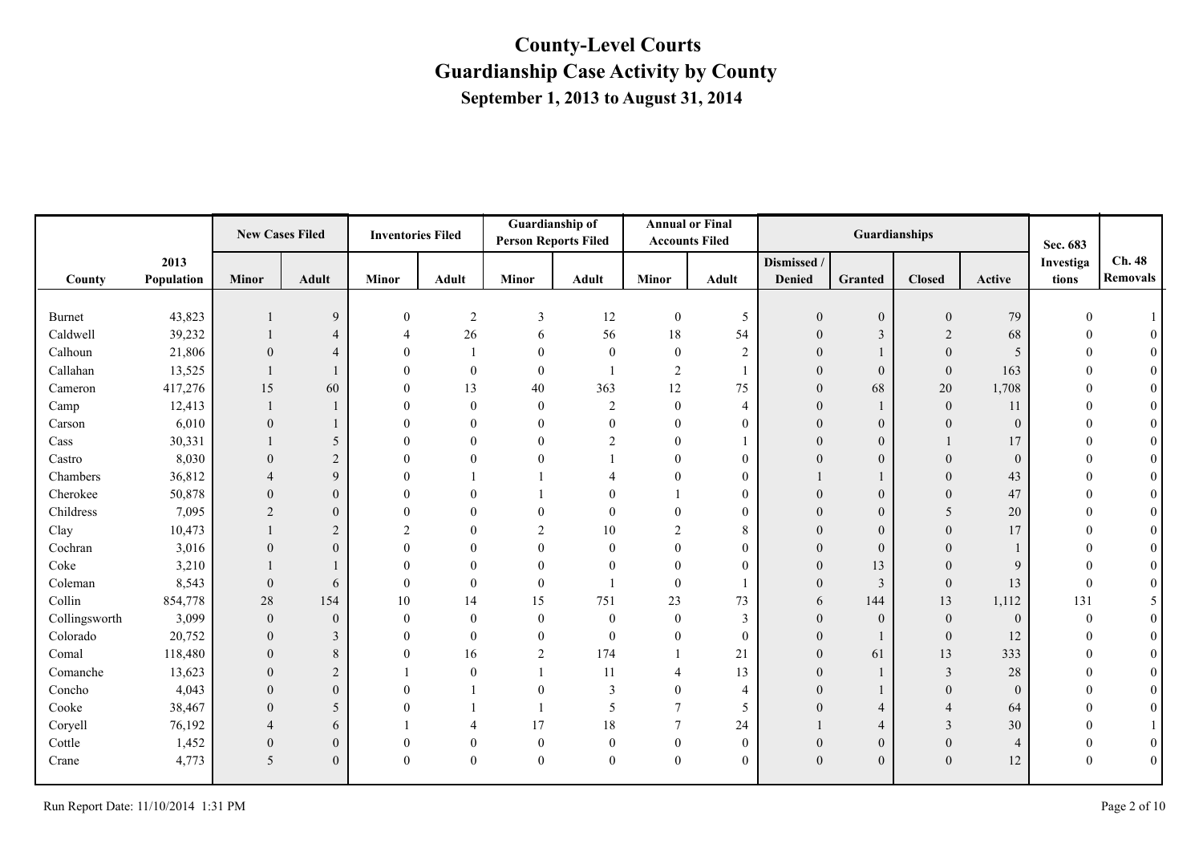# County-Level Courts
# Guardianship Case Activity by County
## September 1, 2013 to August 31, 2014

| County | 2013 Population | New Cases Filed | | Inventories Filed | | Guardianship of Person Reports Filed | | Annual or Final Accounts Filed | | Guardianships | | | | Sec. 683 Investigations | Ch. 48 Removals |
|---|---|---|---|---|---|---|---|---|---|---|---|---|---|---|---|
| | | Minor | Adult | Minor | Adult | Minor | Adult | Minor | Adult | Dismissed / Denied | Granted | Closed | Active | | |
| Burnet | 43,823 | 1 | 9 | 0 | 2 | 3 | 12 | 0 | 5 | 0 | 0 | 0 | 79 | 0 | 1 |
| Caldwell | 39,232 | 1 | 4 | 4 | 26 | 6 | 56 | 18 | 54 | 0 | 3 | 2 | 68 | 0 | 0 |
| Calhoun | 21,806 | 0 | 4 | 0 | 1 | 0 | 0 | 0 | 2 | 0 | 1 | 0 | 5 | 0 | 0 |
| Callahan | 13,525 | 1 | 1 | 0 | 0 | 0 | 1 | 2 | 1 | 0 | 0 | 0 | 163 | 0 | 0 |
| Cameron | 417,276 | 15 | 60 | 0 | 13 | 40 | 363 | 12 | 75 | 0 | 68 | 20 | 1,708 | 0 | 0 |
| Camp | 12,413 | 1 | 1 | 0 | 0 | 0 | 2 | 0 | 4 | 0 | 1 | 0 | 11 | 0 | 0 |
| Carson | 6,010 | 0 | 1 | 0 | 0 | 0 | 0 | 0 | 0 | 0 | 0 | 0 | 0 | 0 | 0 |
| Cass | 30,331 | 1 | 5 | 0 | 0 | 0 | 2 | 0 | 1 | 0 | 0 | 1 | 17 | 0 | 0 |
| Castro | 8,030 | 0 | 2 | 0 | 0 | 0 | 1 | 0 | 0 | 0 | 0 | 0 | 0 | 0 | 0 |
| Chambers | 36,812 | 4 | 9 | 0 | 1 | 1 | 4 | 0 | 0 | 1 | 1 | 0 | 43 | 0 | 0 |
| Cherokee | 50,878 | 0 | 0 | 0 | 0 | 1 | 0 | 1 | 0 | 0 | 0 | 0 | 47 | 0 | 0 |
| Childress | 7,095 | 2 | 0 | 0 | 0 | 0 | 0 | 0 | 0 | 0 | 0 | 5 | 20 | 0 | 0 |
| Clay | 10,473 | 1 | 2 | 2 | 0 | 2 | 10 | 2 | 8 | 0 | 0 | 0 | 17 | 0 | 0 |
| Cochran | 3,016 | 0 | 0 | 0 | 0 | 0 | 0 | 0 | 0 | 0 | 0 | 0 | 1 | 0 | 0 |
| Coke | 3,210 | 1 | 1 | 0 | 0 | 0 | 0 | 0 | 0 | 0 | 13 | 0 | 9 | 0 | 0 |
| Coleman | 8,543 | 0 | 6 | 0 | 0 | 0 | 1 | 0 | 1 | 0 | 3 | 0 | 13 | 0 | 0 |
| Collin | 854,778 | 28 | 154 | 10 | 14 | 15 | 751 | 23 | 73 | 6 | 144 | 13 | 1,112 | 131 | 5 |
| Collingsworth | 3,099 | 0 | 0 | 0 | 0 | 0 | 0 | 0 | 3 | 0 | 0 | 0 | 0 | 0 | 0 |
| Colorado | 20,752 | 0 | 3 | 0 | 0 | 0 | 0 | 0 | 0 | 0 | 1 | 0 | 12 | 0 | 0 |
| Comal | 118,480 | 0 | 8 | 0 | 16 | 2 | 174 | 1 | 21 | 0 | 61 | 13 | 333 | 0 | 0 |
| Comanche | 13,623 | 0 | 2 | 1 | 0 | 1 | 11 | 4 | 13 | 0 | 1 | 3 | 28 | 0 | 0 |
| Concho | 4,043 | 0 | 0 | 0 | 1 | 0 | 3 | 0 | 4 | 0 | 1 | 0 | 0 | 0 | 0 |
| Cooke | 38,467 | 0 | 5 | 0 | 1 | 1 | 5 | 7 | 5 | 0 | 4 | 4 | 64 | 0 | 0 |
| Coryell | 76,192 | 4 | 6 | 1 | 4 | 17 | 18 | 7 | 24 | 1 | 4 | 3 | 30 | 0 | 1 |
| Cottle | 1,452 | 0 | 0 | 0 | 0 | 0 | 0 | 0 | 0 | 0 | 0 | 0 | 4 | 0 | 0 |
| Crane | 4,773 | 5 | 0 | 0 | 0 | 0 | 0 | 0 | 0 | 0 | 0 | 0 | 12 | 0 | 0 |

Run Report Date: 11/10/2014 1:31 PM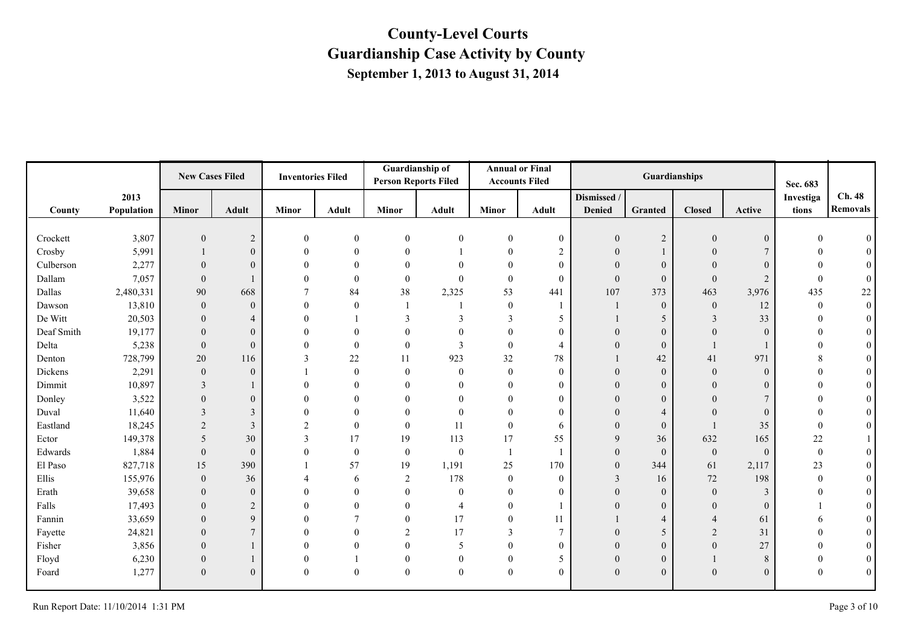# County-Level Courts
## Guardianship Case Activity by County
### September 1, 2013 to August 31, 2014

| | | New Cases Filed | | Inventories Filed | | Guardianship of Person Reports Filed | | Annual or Final Accounts Filed | | Guardianships | | | | Sec. 683 | |
|---|---|---|---|---|---|---|---|---|---|---|---|---|---|---|---|
| County | 2013 Population | Minor | Adult | Minor | Adult | Minor | Adult | Minor | Adult | Dismissed / Denied | Granted | Closed | Active | Investigations | Ch. 48 Removals |
| Crockett | 3,807 | 0 | 2 | 0 | 0 | 0 | 0 | 0 | 0 | 0 | 2 | 0 | 0 | 0 | 0 |
| Crosby | 5,991 | 1 | 0 | 0 | 0 | 0 | 1 | 0 | 2 | 0 | 1 | 0 | 7 | 0 | 0 |
| Culberson | 2,277 | 0 | 0 | 0 | 0 | 0 | 0 | 0 | 0 | 0 | 0 | 0 | 0 | 0 | 0 |
| Dallam | 7,057 | 0 | 1 | 0 | 0 | 0 | 0 | 0 | 0 | 0 | 0 | 0 | 2 | 0 | 0 |
| Dallas | 2,480,331 | 90 | 668 | 7 | 84 | 38 | 2,325 | 53 | 441 | 107 | 373 | 463 | 3,976 | 435 | 22 |
| Dawson | 13,810 | 0 | 0 | 0 | 0 | 1 | 1 | 0 | 1 | 1 | 0 | 0 | 12 | 0 | 0 |
| De Witt | 20,503 | 0 | 4 | 0 | 1 | 3 | 3 | 3 | 5 | 1 | 5 | 3 | 33 | 0 | 0 |
| Deaf Smith | 19,177 | 0 | 0 | 0 | 0 | 0 | 0 | 0 | 0 | 0 | 0 | 0 | 0 | 0 | 0 |
| Delta | 5,238 | 0 | 0 | 0 | 0 | 0 | 3 | 0 | 4 | 0 | 0 | 1 | 1 | 0 | 0 |
| Denton | 728,799 | 20 | 116 | 3 | 22 | 11 | 923 | 32 | 78 | 1 | 42 | 41 | 971 | 8 | 0 |
| Dickens | 2,291 | 0 | 0 | 1 | 0 | 0 | 0 | 0 | 0 | 0 | 0 | 0 | 0 | 0 | 0 |
| Dimmit | 10,897 | 3 | 1 | 0 | 0 | 0 | 0 | 0 | 0 | 0 | 0 | 0 | 0 | 0 | 0 |
| Donley | 3,522 | 0 | 0 | 0 | 0 | 0 | 0 | 0 | 0 | 0 | 0 | 0 | 7 | 0 | 0 |
| Duval | 11,640 | 3 | 3 | 0 | 0 | 0 | 0 | 0 | 0 | 0 | 4 | 0 | 0 | 0 | 0 |
| Eastland | 18,245 | 2 | 3 | 2 | 0 | 0 | 11 | 0 | 6 | 0 | 0 | 1 | 35 | 0 | 0 |
| Ector | 149,378 | 5 | 30 | 3 | 17 | 19 | 113 | 17 | 55 | 9 | 36 | 632 | 165 | 22 | 1 |
| Edwards | 1,884 | 0 | 0 | 0 | 0 | 0 | 0 | 1 | 1 | 0 | 0 | 0 | 0 | 0 | 0 |
| El Paso | 827,718 | 15 | 390 | 1 | 57 | 19 | 1,191 | 25 | 170 | 0 | 344 | 61 | 2,117 | 23 | 0 |
| Ellis | 155,976 | 0 | 36 | 4 | 6 | 2 | 178 | 0 | 0 | 3 | 16 | 72 | 198 | 0 | 0 |
| Erath | 39,658 | 0 | 0 | 0 | 0 | 0 | 0 | 0 | 0 | 0 | 0 | 0 | 3 | 0 | 0 |
| Falls | 17,493 | 0 | 2 | 0 | 0 | 0 | 4 | 0 | 1 | 0 | 0 | 0 | 0 | 1 | 0 |
| Fannin | 33,659 | 0 | 9 | 0 | 7 | 0 | 17 | 0 | 11 | 1 | 4 | 4 | 61 | 6 | 0 |
| Fayette | 24,821 | 0 | 7 | 0 | 0 | 2 | 17 | 3 | 7 | 0 | 5 | 2 | 31 | 0 | 0 |
| Fisher | 3,856 | 0 | 1 | 0 | 0 | 0 | 5 | 0 | 0 | 0 | 0 | 0 | 27 | 0 | 0 |
| Floyd | 6,230 | 0 | 1 | 0 | 1 | 0 | 0 | 0 | 5 | 0 | 0 | 1 | 8 | 0 | 0 |
| Foard | 1,277 | 0 | 0 | 0 | 0 | 0 | 0 | 0 | 0 | 0 | 0 | 0 | 0 | 0 | 0 |

Run Report Date: 11/10/2014 1:31 PM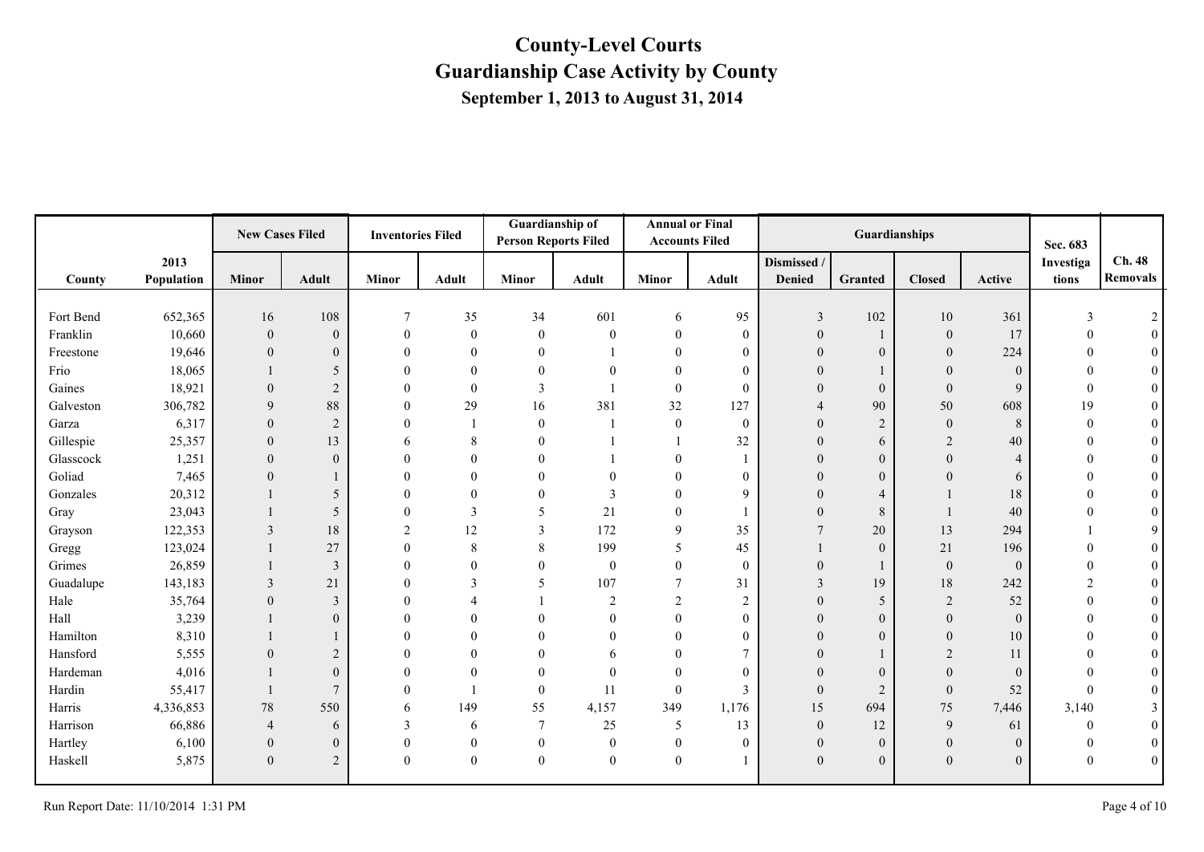# County-Level Courts
## Guardianship Case Activity by County
### September 1, 2013 to August 31, 2014

| County | 2013 Population | New Cases Filed | | Inventories Filed | | Guardianship of Person Reports Filed | | Annual or Final Accounts Filed | | Guardianships | | | | Sec. 683 Investigations | Ch. 48 Removals |
|---|---|---|---|---|---|---|---|---|---|---|---|---|---|---|---|
| | | Minor | Adult | Minor | Adult | Minor | Adult | Minor | Adult | Dismissed / Denied | Granted | Closed | Active | | |
| Fort Bend | 652,365 | 16 | 108 | 7 | 35 | 34 | 601 | 6 | 95 | 3 | 102 | 10 | 361 | 3 | 2 |
| Franklin | 10,660 | 0 | 0 | 0 | 0 | 0 | 0 | 0 | 0 | 0 | 1 | 0 | 17 | 0 | 0 |
| Freestone | 19,646 | 0 | 0 | 0 | 0 | 0 | 1 | 0 | 0 | 0 | 0 | 0 | 224 | 0 | 0 |
| Frio | 18,065 | 1 | 5 | 0 | 0 | 0 | 0 | 0 | 0 | 0 | 1 | 0 | 0 | 0 | 0 |
| Gaines | 18,921 | 0 | 2 | 0 | 0 | 3 | 1 | 0 | 0 | 0 | 0 | 0 | 9 | 0 | 0 |
| Galveston | 306,782 | 9 | 88 | 0 | 29 | 16 | 381 | 32 | 127 | 4 | 90 | 50 | 608 | 19 | 0 |
| Garza | 6,317 | 0 | 2 | 0 | 1 | 0 | 1 | 0 | 0 | 0 | 2 | 0 | 8 | 0 | 0 |
| Gillespie | 25,357 | 0 | 13 | 6 | 8 | 0 | 1 | 1 | 32 | 0 | 6 | 2 | 40 | 0 | 0 |
| Glasscock | 1,251 | 0 | 0 | 0 | 0 | 0 | 1 | 0 | 1 | 0 | 0 | 0 | 4 | 0 | 0 |
| Goliad | 7,465 | 0 | 1 | 0 | 0 | 0 | 0 | 0 | 0 | 0 | 0 | 0 | 6 | 0 | 0 |
| Gonzales | 20,312 | 1 | 5 | 0 | 0 | 0 | 3 | 0 | 9 | 0 | 4 | 1 | 18 | 0 | 0 |
| Gray | 23,043 | 1 | 5 | 0 | 3 | 5 | 21 | 0 | 1 | 0 | 8 | 1 | 40 | 0 | 0 |
| Grayson | 122,353 | 3 | 18 | 2 | 12 | 3 | 172 | 9 | 35 | 7 | 20 | 13 | 294 | 1 | 9 |
| Gregg | 123,024 | 1 | 27 | 0 | 8 | 8 | 199 | 5 | 45 | 1 | 0 | 21 | 196 | 0 | 0 |
| Grimes | 26,859 | 1 | 3 | 0 | 0 | 0 | 0 | 0 | 0 | 0 | 1 | 0 | 0 | 0 | 0 |
| Guadalupe | 143,183 | 3 | 21 | 0 | 3 | 5 | 107 | 7 | 31 | 3 | 19 | 18 | 242 | 2 | 0 |
| Hale | 35,764 | 0 | 3 | 0 | 4 | 1 | 2 | 2 | 2 | 0 | 5 | 2 | 52 | 0 | 0 |
| Hall | 3,239 | 1 | 0 | 0 | 0 | 0 | 0 | 0 | 0 | 0 | 0 | 0 | 0 | 0 | 0 |
| Hamilton | 8,310 | 1 | 1 | 0 | 0 | 0 | 0 | 0 | 0 | 0 | 0 | 0 | 10 | 0 | 0 |
| Hansford | 5,555 | 0 | 2 | 0 | 0 | 0 | 6 | 0 | 7 | 0 | 1 | 2 | 11 | 0 | 0 |
| Hardeman | 4,016 | 1 | 0 | 0 | 0 | 0 | 0 | 0 | 0 | 0 | 0 | 0 | 0 | 0 | 0 |
| Hardin | 55,417 | 1 | 7 | 0 | 1 | 0 | 11 | 0 | 3 | 0 | 2 | 0 | 52 | 0 | 0 |
| Harris | 4,336,853 | 78 | 550 | 6 | 149 | 55 | 4,157 | 349 | 1,176 | 15 | 694 | 75 | 7,446 | 3,140 | 3 |
| Harrison | 66,886 | 4 | 6 | 3 | 6 | 7 | 25 | 5 | 13 | 0 | 12 | 9 | 61 | 0 | 0 |
| Hartley | 6,100 | 0 | 0 | 0 | 0 | 0 | 0 | 0 | 0 | 0 | 0 | 0 | 0 | 0 | 0 |
| Haskell | 5,875 | 0 | 2 | 0 | 0 | 0 | 0 | 0 | 1 | 0 | 0 | 0 | 0 | 0 | 0 |

Run Report Date: 11/10/2014 1:31 PM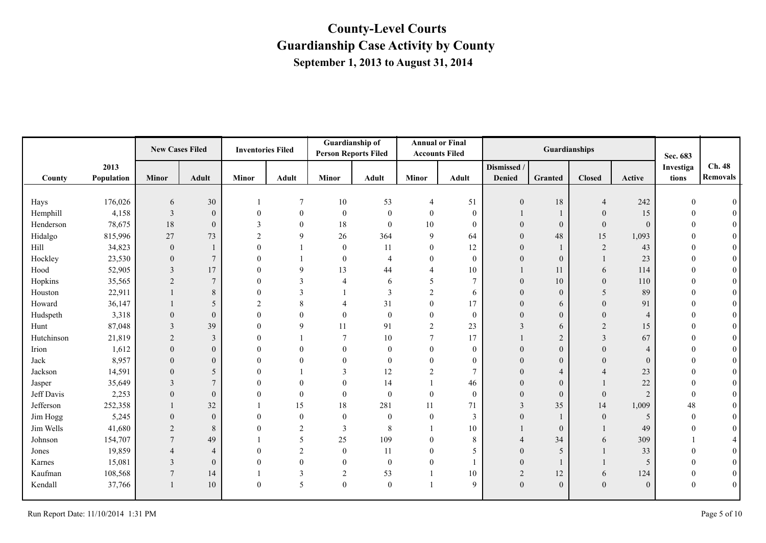# County-Level Courts
## Guardianship Case Activity by County
### September 1, 2013 to August 31, 2014

| | | New Cases Filed | | Inventories Filed | | Guardianship of Person Reports Filed | | Annual or Final Accounts Filed | | Guardianships | | | | Sec. 683 | |
|---|---|---|---|---|---|---|---|---|---|---|---|---|---|---|---|
| County | 2013 Population | Minor | Adult | Minor | Adult | Minor | Adult | Minor | Adult | Dismissed / Denied | Granted | Closed | Active | Investigations | Ch. 48 Removals |
| Hays | 176,026 | 6 | 30 | 1 | 7 | 10 | 53 | 4 | 51 | 0 | 18 | 4 | 242 | 0 | 0 |
| Hemphill | 4,158 | 3 | 0 | 0 | 0 | 0 | 0 | 0 | 0 | 1 | 1 | 0 | 15 | 0 | 0 |
| Henderson | 78,675 | 18 | 0 | 3 | 0 | 18 | 0 | 10 | 0 | 0 | 0 | 0 | 0 | 0 | 0 |
| Hidalgo | 815,996 | 27 | 73 | 2 | 9 | 26 | 364 | 9 | 64 | 0 | 48 | 15 | 1,093 | 0 | 0 |
| Hill | 34,823 | 0 | 1 | 0 | 1 | 0 | 11 | 0 | 12 | 0 | 1 | 2 | 43 | 0 | 0 |
| Hockley | 23,530 | 0 | 7 | 0 | 1 | 0 | 4 | 0 | 0 | 0 | 0 | 1 | 23 | 0 | 0 |
| Hood | 52,905 | 3 | 17 | 0 | 9 | 13 | 44 | 4 | 10 | 1 | 11 | 6 | 114 | 0 | 0 |
| Hopkins | 35,565 | 2 | 7 | 0 | 3 | 4 | 6 | 5 | 7 | 0 | 10 | 0 | 110 | 0 | 0 |
| Houston | 22,911 | 1 | 8 | 0 | 3 | 1 | 3 | 2 | 6 | 0 | 0 | 5 | 89 | 0 | 0 |
| Howard | 36,147 | 1 | 5 | 2 | 8 | 4 | 31 | 0 | 17 | 0 | 6 | 0 | 91 | 0 | 0 |
| Hudspeth | 3,318 | 0 | 0 | 0 | 0 | 0 | 0 | 0 | 0 | 0 | 0 | 0 | 4 | 0 | 0 |
| Hunt | 87,048 | 3 | 39 | 0 | 9 | 11 | 91 | 2 | 23 | 3 | 6 | 2 | 15 | 0 | 0 |
| Hutchinson | 21,819 | 2 | 3 | 0 | 1 | 7 | 10 | 7 | 17 | 1 | 2 | 3 | 67 | 0 | 0 |
| Irion | 1,612 | 0 | 0 | 0 | 0 | 0 | 0 | 0 | 0 | 0 | 0 | 0 | 4 | 0 | 0 |
| Jack | 8,957 | 0 | 0 | 0 | 0 | 0 | 0 | 0 | 0 | 0 | 0 | 0 | 0 | 0 | 0 |
| Jackson | 14,591 | 0 | 5 | 0 | 1 | 3 | 12 | 2 | 7 | 0 | 4 | 4 | 23 | 0 | 0 |
| Jasper | 35,649 | 3 | 7 | 0 | 0 | 0 | 14 | 1 | 46 | 0 | 0 | 1 | 22 | 0 | 0 |
| Jeff Davis | 2,253 | 0 | 0 | 0 | 0 | 0 | 0 | 0 | 0 | 0 | 0 | 0 | 2 | 0 | 0 |
| Jefferson | 252,358 | 1 | 32 | 1 | 15 | 18 | 281 | 11 | 71 | 3 | 35 | 14 | 1,009 | 48 | 0 |
| Jim Hogg | 5,245 | 0 | 0 | 0 | 0 | 0 | 0 | 0 | 3 | 0 | 1 | 0 | 5 | 0 | 0 |
| Jim Wells | 41,680 | 2 | 8 | 0 | 2 | 3 | 8 | 1 | 10 | 1 | 0 | 1 | 49 | 0 | 0 |
| Johnson | 154,707 | 7 | 49 | 1 | 5 | 25 | 109 | 0 | 8 | 4 | 34 | 6 | 309 | 1 | 4 |
| Jones | 19,859 | 4 | 4 | 0 | 2 | 0 | 11 | 0 | 5 | 0 | 5 | 1 | 33 | 0 | 0 |
| Karnes | 15,081 | 3 | 0 | 0 | 0 | 0 | 0 | 0 | 1 | 0 | 1 | 1 | 5 | 0 | 0 |
| Kaufman | 108,568 | 7 | 14 | 1 | 3 | 2 | 53 | 1 | 10 | 2 | 12 | 6 | 124 | 0 | 0 |
| Kendall | 37,766 | 1 | 10 | 0 | 5 | 0 | 0 | 1 | 9 | 0 | 0 | 0 | 0 | 0 | 0 |

Run Report Date: 11/10/2014 1:31 PM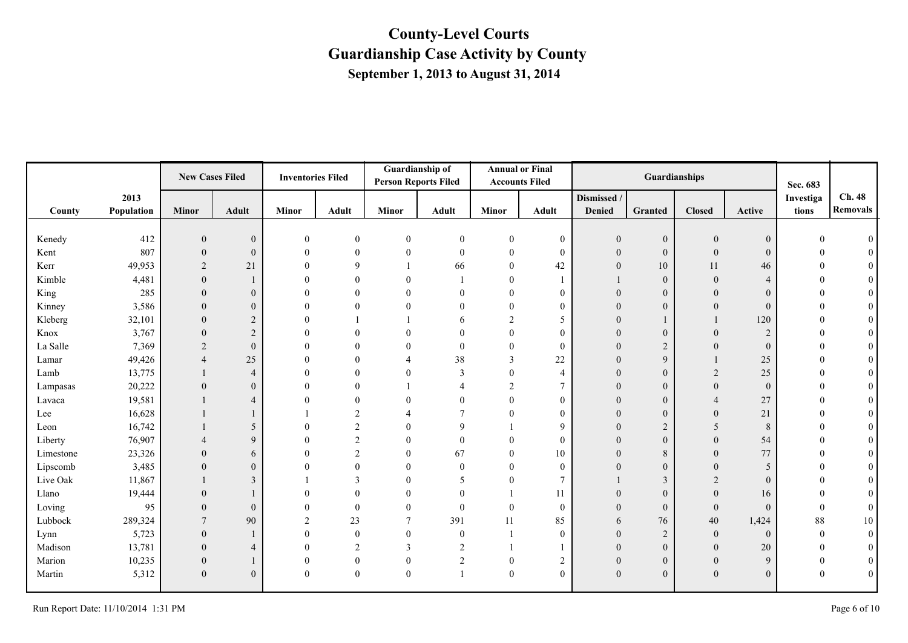# County-Level Courts
## Guardianship Case Activity by County
### September 1, 2013 to August 31, 2014

| | | New Cases Filed | | Inventories Filed | | Guardianship of Person Reports Filed | | Annual or Final Accounts Filed | | Guardianships | | | | | |
|---|---|---|---|---|---|---|---|---|---|---|---|---|---|---|---|
| County | 2013 Population | Minor | Adult | Minor | Adult | Minor | Adult | Minor | Adult | Dismissed / Denied | Granted | Closed | Active | Sec. 683 Investigations | Ch. 48 Removals |
| Kenedy | 412 | 0 | 0 | 0 | 0 | 0 | 0 | 0 | 0 | 0 | 0 | 0 | 0 | 0 | 0 |
| Kent | 807 | 0 | 0 | 0 | 0 | 0 | 0 | 0 | 0 | 0 | 0 | 0 | 0 | 0 | 0 |
| Kerr | 49,953 | 2 | 21 | 0 | 9 | 1 | 66 | 0 | 42 | 0 | 10 | 11 | 46 | 0 | 0 |
| Kimble | 4,481 | 0 | 1 | 0 | 0 | 0 | 1 | 0 | 1 | 1 | 0 | 0 | 4 | 0 | 0 |
| King | 285 | 0 | 0 | 0 | 0 | 0 | 0 | 0 | 0 | 0 | 0 | 0 | 0 | 0 | 0 |
| Kinney | 3,586 | 0 | 0 | 0 | 0 | 0 | 0 | 0 | 0 | 0 | 0 | 0 | 0 | 0 | 0 |
| Kleberg | 32,101 | 0 | 2 | 0 | 1 | 1 | 6 | 2 | 5 | 0 | 1 | 1 | 120 | 0 | 0 |
| Knox | 3,767 | 0 | 2 | 0 | 0 | 0 | 0 | 0 | 0 | 0 | 0 | 0 | 2 | 0 | 0 |
| La Salle | 7,369 | 2 | 0 | 0 | 0 | 0 | 0 | 0 | 0 | 0 | 2 | 0 | 0 | 0 | 0 |
| Lamar | 49,426 | 4 | 25 | 0 | 0 | 4 | 38 | 3 | 22 | 0 | 9 | 1 | 25 | 0 | 0 |
| Lamb | 13,775 | 1 | 4 | 0 | 0 | 0 | 3 | 0 | 4 | 0 | 0 | 2 | 25 | 0 | 0 |
| Lampasas | 20,222 | 0 | 0 | 0 | 0 | 1 | 4 | 2 | 7 | 0 | 0 | 0 | 0 | 0 | 0 |
| Lavaca | 19,581 | 1 | 4 | 0 | 0 | 0 | 0 | 0 | 0 | 0 | 0 | 4 | 27 | 0 | 0 |
| Lee | 16,628 | 1 | 1 | 1 | 2 | 4 | 7 | 0 | 0 | 0 | 0 | 0 | 21 | 0 | 0 |
| Leon | 16,742 | 1 | 5 | 0 | 2 | 0 | 9 | 1 | 9 | 0 | 2 | 5 | 8 | 0 | 0 |
| Liberty | 76,907 | 4 | 9 | 0 | 2 | 0 | 0 | 0 | 0 | 0 | 0 | 0 | 54 | 0 | 0 |
| Limestone | 23,326 | 0 | 6 | 0 | 2 | 0 | 67 | 0 | 10 | 0 | 8 | 0 | 77 | 0 | 0 |
| Lipscomb | 3,485 | 0 | 0 | 0 | 0 | 0 | 0 | 0 | 0 | 0 | 0 | 0 | 5 | 0 | 0 |
| Live Oak | 11,867 | 1 | 3 | 1 | 3 | 0 | 5 | 0 | 7 | 1 | 3 | 2 | 0 | 0 | 0 |
| Llano | 19,444 | 0 | 1 | 0 | 0 | 0 | 0 | 1 | 11 | 0 | 0 | 0 | 16 | 0 | 0 |
| Loving | 95 | 0 | 0 | 0 | 0 | 0 | 0 | 0 | 0 | 0 | 0 | 0 | 0 | 0 | 0 |
| Lubbock | 289,324 | 7 | 90 | 2 | 23 | 7 | 391 | 11 | 85 | 6 | 76 | 40 | 1,424 | 88 | 10 |
| Lynn | 5,723 | 0 | 1 | 0 | 0 | 0 | 0 | 1 | 0 | 0 | 2 | 0 | 0 | 0 | 0 |
| Madison | 13,781 | 0 | 4 | 0 | 2 | 3 | 2 | 1 | 1 | 0 | 0 | 0 | 20 | 0 | 0 |
| Marion | 10,235 | 0 | 1 | 0 | 0 | 0 | 2 | 0 | 2 | 0 | 0 | 0 | 9 | 0 | 0 |
| Martin | 5,312 | 0 | 0 | 0 | 0 | 0 | 1 | 0 | 0 | 0 | 0 | 0 | 0 | 0 | 0 |

Run Report Date: 11/10/2014 1:31 PM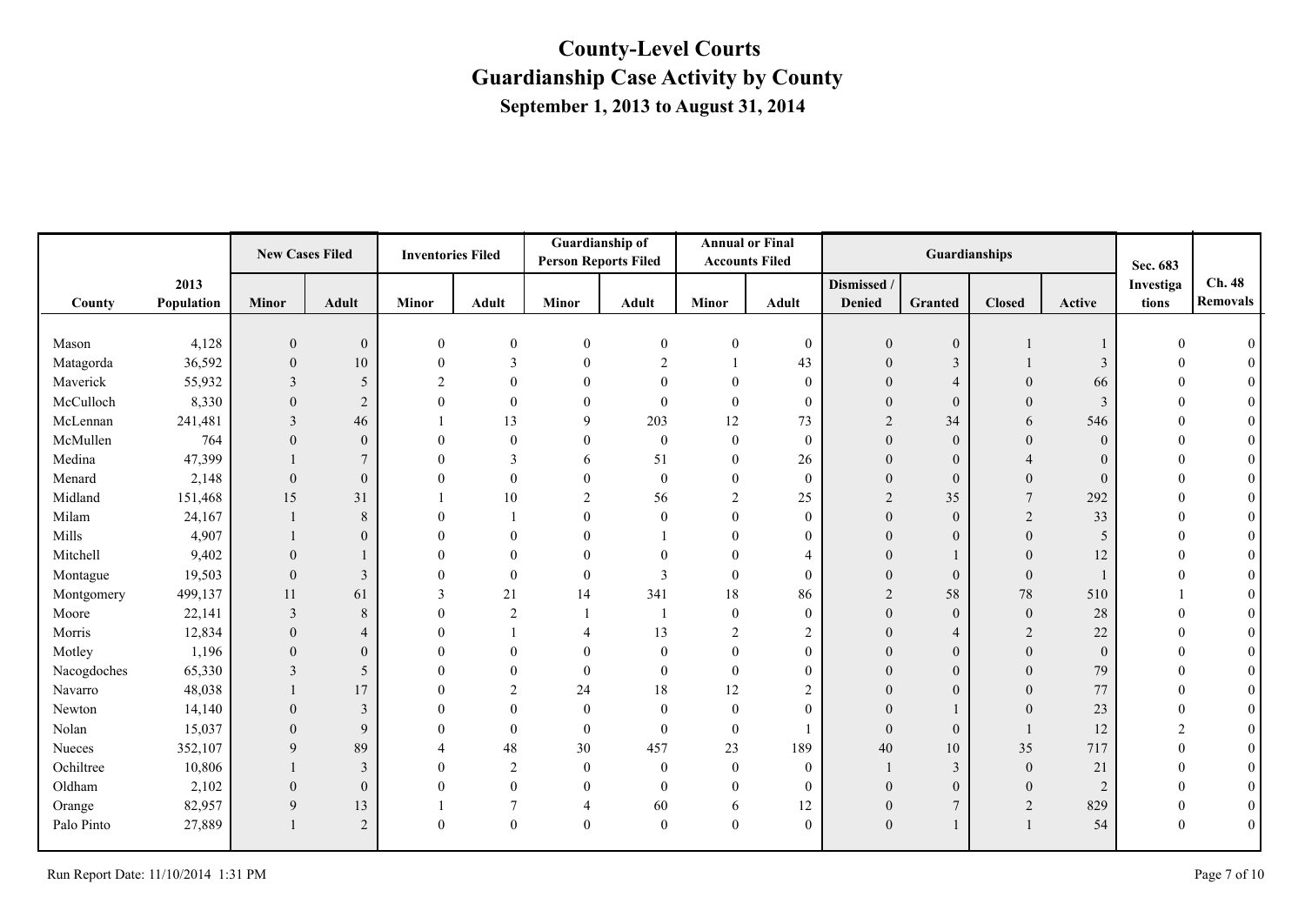# County-Level Courts
# Guardianship Case Activity by County
## September 1, 2013 to August 31, 2014

| County | 2013 Population | New Cases Filed | | Inventories Filed | | Guardianship of Person Reports Filed | | Annual or Final Accounts Filed | | Guardianships | | | | Sec. 683 Investigations | Ch. 48 Removals |
|---|---|---|---|---|---|---|---|---|---|---|---|---|---|---|---|
| | | Minor | Adult | Minor | Adult | Minor | Adult | Minor | Adult | Dismissed / Denied | Granted | Closed | Active | | |
| Mason | 4,128 | 0 | 0 | 0 | 0 | 0 | 0 | 0 | 0 | 0 | 0 | 1 | 1 | 0 | 0 |
| Matagorda | 36,592 | 0 | 10 | 0 | 3 | 0 | 2 | 1 | 43 | 0 | 3 | 1 | 3 | 0 | 0 |
| Maverick | 55,932 | 3 | 5 | 2 | 0 | 0 | 0 | 0 | 0 | 0 | 4 | 0 | 66 | 0 | 0 |
| McCulloch | 8,330 | 0 | 2 | 0 | 0 | 0 | 0 | 0 | 0 | 0 | 0 | 0 | 3 | 0 | 0 |
| McLennan | 241,481 | 3 | 46 | 1 | 13 | 9 | 203 | 12 | 73 | 2 | 34 | 6 | 546 | 0 | 0 |
| McMullen | 764 | 0 | 0 | 0 | 0 | 0 | 0 | 0 | 0 | 0 | 0 | 0 | 0 | 0 | 0 |
| Medina | 47,399 | 1 | 7 | 0 | 3 | 6 | 51 | 0 | 26 | 0 | 0 | 4 | 0 | 0 | 0 |
| Menard | 2,148 | 0 | 0 | 0 | 0 | 0 | 0 | 0 | 0 | 0 | 0 | 0 | 0 | 0 | 0 |
| Midland | 151,468 | 15 | 31 | 1 | 10 | 2 | 56 | 2 | 25 | 2 | 35 | 7 | 292 | 0 | 0 |
| Milam | 24,167 | 1 | 8 | 0 | 1 | 0 | 0 | 0 | 0 | 0 | 0 | 2 | 33 | 0 | 0 |
| Mills | 4,907 | 1 | 0 | 0 | 0 | 0 | 1 | 0 | 0 | 0 | 0 | 0 | 5 | 0 | 0 |
| Mitchell | 9,402 | 0 | 1 | 0 | 0 | 0 | 0 | 0 | 4 | 0 | 1 | 0 | 12 | 0 | 0 |
| Montague | 19,503 | 0 | 3 | 0 | 0 | 0 | 3 | 0 | 0 | 0 | 0 | 0 | 1 | 0 | 0 |
| Montgomery | 499,137 | 11 | 61 | 3 | 21 | 14 | 341 | 18 | 86 | 2 | 58 | 78 | 510 | 1 | 0 |
| Moore | 22,141 | 3 | 8 | 0 | 2 | 1 | 1 | 0 | 0 | 0 | 0 | 0 | 28 | 0 | 0 |
| Morris | 12,834 | 0 | 4 | 0 | 1 | 4 | 13 | 2 | 2 | 0 | 4 | 2 | 22 | 0 | 0 |
| Motley | 1,196 | 0 | 0 | 0 | 0 | 0 | 0 | 0 | 0 | 0 | 0 | 0 | 0 | 0 | 0 |
| Nacogdoches | 65,330 | 3 | 5 | 0 | 0 | 0 | 0 | 0 | 0 | 0 | 0 | 0 | 79 | 0 | 0 |
| Navarro | 48,038 | 1 | 17 | 0 | 2 | 24 | 18 | 12 | 2 | 0 | 0 | 0 | 77 | 0 | 0 |
| Newton | 14,140 | 0 | 3 | 0 | 0 | 0 | 0 | 0 | 0 | 0 | 1 | 0 | 23 | 0 | 0 |
| Nolan | 15,037 | 0 | 9 | 0 | 0 | 0 | 0 | 0 | 1 | 0 | 0 | 1 | 12 | 2 | 0 |
| Nueces | 352,107 | 9 | 89 | 4 | 48 | 30 | 457 | 23 | 189 | 40 | 10 | 35 | 717 | 0 | 0 |
| Ochiltree | 10,806 | 1 | 3 | 0 | 2 | 0 | 0 | 0 | 0 | 1 | 3 | 0 | 21 | 0 | 0 |
| Oldham | 2,102 | 0 | 0 | 0 | 0 | 0 | 0 | 0 | 0 | 0 | 0 | 0 | 2 | 0 | 0 |
| Orange | 82,957 | 9 | 13 | 1 | 7 | 4 | 60 | 6 | 12 | 0 | 7 | 2 | 829 | 0 | 0 |
| Palo Pinto | 27,889 | 1 | 2 | 0 | 0 | 0 | 0 | 0 | 0 | 0 | 1 | 1 | 54 | 0 | 0 |

Run Report Date: 11/10/2014 1:31 PM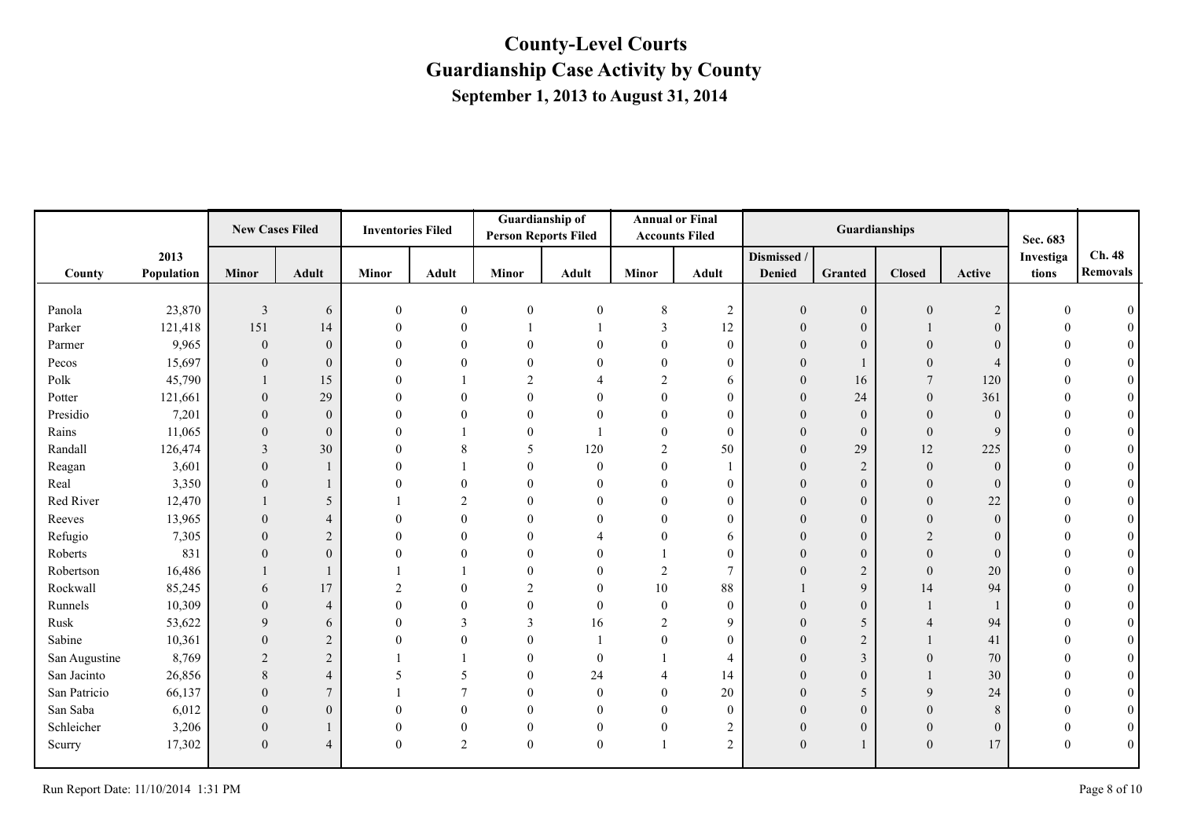# County-Level Courts
## Guardianship Case Activity by County
### September 1, 2013 to August 31, 2014

| County | 2013 Population | New Cases Filed | | Inventories Filed | | Guardianship of Person Reports Filed | | Annual or Final Accounts Filed | | Guardianships | | | | Sec. 683 Investigations | Ch. 48 Removals |
|---|---|---|---|---|---|---|---|---|---|---|---|---|---|---|---|
| | | Minor | Adult | Minor | Adult | Minor | Adult | Minor | Adult | Dismissed / Denied | Granted | Closed | Active | | |
| Panola | 23,870 | 3 | 6 | 0 | 0 | 0 | 0 | 8 | 2 | 0 | 0 | 0 | 2 | 0 | 0 |
| Parker | 121,418 | 151 | 14 | 0 | 0 | 1 | 1 | 3 | 12 | 0 | 0 | 1 | 0 | 0 | 0 |
| Parmer | 9,965 | 0 | 0 | 0 | 0 | 0 | 0 | 0 | 0 | 0 | 0 | 0 | 0 | 0 | 0 |
| Pecos | 15,697 | 0 | 0 | 0 | 0 | 0 | 0 | 0 | 0 | 0 | 1 | 0 | 4 | 0 | 0 |
| Polk | 45,790 | 1 | 15 | 0 | 1 | 2 | 4 | 2 | 6 | 0 | 16 | 7 | 120 | 0 | 0 |
| Potter | 121,661 | 0 | 29 | 0 | 0 | 0 | 0 | 0 | 0 | 0 | 24 | 0 | 361 | 0 | 0 |
| Presidio | 7,201 | 0 | 0 | 0 | 0 | 0 | 0 | 0 | 0 | 0 | 0 | 0 | 0 | 0 | 0 |
| Rains | 11,065 | 0 | 0 | 0 | 1 | 0 | 1 | 0 | 0 | 0 | 0 | 0 | 9 | 0 | 0 |
| Randall | 126,474 | 3 | 30 | 0 | 8 | 5 | 120 | 2 | 50 | 0 | 29 | 12 | 225 | 0 | 0 |
| Reagan | 3,601 | 0 | 1 | 0 | 1 | 0 | 0 | 0 | 1 | 0 | 2 | 0 | 0 | 0 | 0 |
| Real | 3,350 | 0 | 1 | 0 | 0 | 0 | 0 | 0 | 0 | 0 | 0 | 0 | 0 | 0 | 0 |
| Red River | 12,470 | 1 | 5 | 1 | 2 | 0 | 0 | 0 | 0 | 0 | 0 | 0 | 22 | 0 | 0 |
| Reeves | 13,965 | 0 | 4 | 0 | 0 | 0 | 0 | 0 | 0 | 0 | 0 | 0 | 0 | 0 | 0 |
| Refugio | 7,305 | 0 | 2 | 0 | 0 | 0 | 4 | 0 | 6 | 0 | 0 | 2 | 0 | 0 | 0 |
| Roberts | 831 | 0 | 0 | 0 | 0 | 0 | 0 | 1 | 0 | 0 | 0 | 0 | 0 | 0 | 0 |
| Robertson | 16,486 | 1 | 1 | 1 | 1 | 0 | 0 | 2 | 7 | 0 | 2 | 0 | 20 | 0 | 0 |
| Rockwall | 85,245 | 6 | 17 | 2 | 0 | 2 | 0 | 10 | 88 | 1 | 9 | 14 | 94 | 0 | 0 |
| Runnels | 10,309 | 0 | 4 | 0 | 0 | 0 | 0 | 0 | 0 | 0 | 0 | 1 | 1 | 0 | 0 |
| Rusk | 53,622 | 9 | 6 | 0 | 3 | 3 | 16 | 2 | 9 | 0 | 5 | 4 | 94 | 0 | 0 |
| Sabine | 10,361 | 0 | 2 | 0 | 0 | 0 | 1 | 0 | 0 | 0 | 2 | 1 | 41 | 0 | 0 |
| San Augustine | 8,769 | 2 | 2 | 1 | 1 | 0 | 0 | 1 | 4 | 0 | 3 | 0 | 70 | 0 | 0 |
| San Jacinto | 26,856 | 8 | 4 | 5 | 5 | 0 | 24 | 4 | 14 | 0 | 0 | 1 | 30 | 0 | 0 |
| San Patricio | 66,137 | 0 | 7 | 1 | 7 | 0 | 0 | 0 | 20 | 0 | 5 | 9 | 24 | 0 | 0 |
| San Saba | 6,012 | 0 | 0 | 0 | 0 | 0 | 0 | 0 | 0 | 0 | 0 | 0 | 8 | 0 | 0 |
| Schleicher | 3,206 | 0 | 1 | 0 | 0 | 0 | 0 | 0 | 2 | 0 | 0 | 0 | 0 | 0 | 0 |
| Scurry | 17,302 | 0 | 4 | 0 | 2 | 0 | 0 | 1 | 2 | 0 | 1 | 0 | 17 | 0 | 0 |

Run Report Date: 11/10/2014 1:31 PM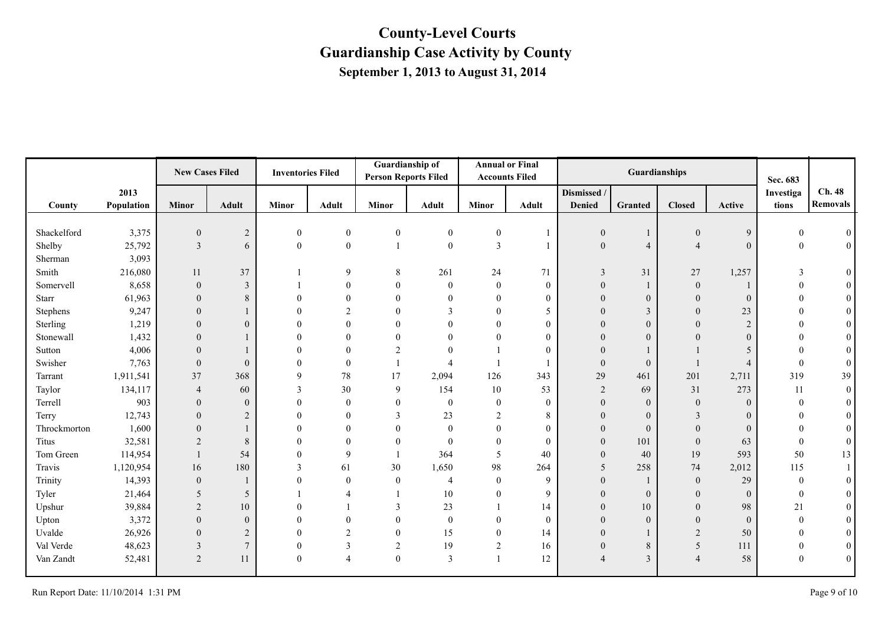# County-Level Courts
## Guardianship Case Activity by County
### September 1, 2013 to August 31, 2014

| County | 2013 Population | New Cases Filed | | Inventories Filed | | Guardianship of Person Reports Filed | | Annual or Final Accounts Filed | | Guardianships | | | | Sec. 683 Investigations | Ch. 48 Removals |
|---|---|---|---|---|---|---|---|---|---|---|---|---|---|---|---|
| | | Minor | Adult | Minor | Adult | Minor | Adult | Minor | Adult | Dismissed / Denied | Granted | Closed | Active | | |
| Shackelford | 3,375 | 0 | 2 | 0 | 0 | 0 | 0 | 0 | 1 | 0 | 1 | 0 | 9 | 0 | 0 |
| Shelby | 25,792 | 3 | 6 | 0 | 0 | 1 | 0 | 3 | 1 | 0 | 4 | 4 | 0 | 0 | 0 |
| Sherman | 3,093 | | | | | | | | | | | | | | |
| Smith | 216,080 | 11 | 37 | 1 | 9 | 8 | 261 | 24 | 71 | 3 | 31 | 27 | 1,257 | 3 | 0 |
| Somervell | 8,658 | 0 | 3 | 1 | 0 | 0 | 0 | 0 | 0 | 0 | 1 | 0 | 1 | 0 | 0 |
| Starr | 61,963 | 0 | 8 | 0 | 0 | 0 | 0 | 0 | 0 | 0 | 0 | 0 | 0 | 0 | 0 |
| Stephens | 9,247 | 0 | 1 | 0 | 2 | 0 | 3 | 0 | 5 | 0 | 3 | 0 | 23 | 0 | 0 |
| Sterling | 1,219 | 0 | 0 | 0 | 0 | 0 | 0 | 0 | 0 | 0 | 0 | 0 | 2 | 0 | 0 |
| Stonewall | 1,432 | 0 | 1 | 0 | 0 | 0 | 0 | 0 | 0 | 0 | 0 | 0 | 0 | 0 | 0 |
| Sutton | 4,006 | 0 | 1 | 0 | 0 | 2 | 0 | 1 | 0 | 0 | 1 | 1 | 5 | 0 | 0 |
| Swisher | 7,763 | 0 | 0 | 0 | 0 | 1 | 4 | 1 | 1 | 0 | 0 | 1 | 4 | 0 | 0 |
| Tarrant | 1,911,541 | 37 | 368 | 9 | 78 | 17 | 2,094 | 126 | 343 | 29 | 461 | 201 | 2,711 | 319 | 39 |
| Taylor | 134,117 | 4 | 60 | 3 | 30 | 9 | 154 | 10 | 53 | 2 | 69 | 31 | 273 | 11 | 0 |
| Terrell | 903 | 0 | 0 | 0 | 0 | 0 | 0 | 0 | 0 | 0 | 0 | 0 | 0 | 0 | 0 |
| Terry | 12,743 | 0 | 2 | 0 | 0 | 3 | 23 | 2 | 8 | 0 | 0 | 3 | 0 | 0 | 0 |
| Throckmorton | 1,600 | 0 | 1 | 0 | 0 | 0 | 0 | 0 | 0 | 0 | 0 | 0 | 0 | 0 | 0 |
| Titus | 32,581 | 2 | 8 | 0 | 0 | 0 | 0 | 0 | 0 | 0 | 101 | 0 | 63 | 0 | 0 |
| Tom Green | 114,954 | 1 | 54 | 0 | 9 | 1 | 364 | 5 | 40 | 0 | 40 | 19 | 593 | 50 | 13 |
| Travis | 1,120,954 | 16 | 180 | 3 | 61 | 30 | 1,650 | 98 | 264 | 5 | 258 | 74 | 2,012 | 115 | 1 |
| Trinity | 14,393 | 0 | 1 | 0 | 0 | 0 | 4 | 0 | 9 | 0 | 1 | 0 | 29 | 0 | 0 |
| Tyler | 21,464 | 5 | 5 | 1 | 4 | 1 | 10 | 0 | 9 | 0 | 0 | 0 | 0 | 0 | 0 |
| Upshur | 39,884 | 2 | 10 | 0 | 1 | 3 | 23 | 1 | 14 | 0 | 10 | 0 | 98 | 21 | 0 |
| Upton | 3,372 | 0 | 0 | 0 | 0 | 0 | 0 | 0 | 0 | 0 | 0 | 0 | 0 | 0 | 0 |
| Uvalde | 26,926 | 0 | 2 | 0 | 2 | 0 | 15 | 0 | 14 | 0 | 1 | 2 | 50 | 0 | 0 |
| Val Verde | 48,623 | 3 | 7 | 0 | 3 | 2 | 19 | 2 | 16 | 0 | 8 | 5 | 111 | 0 | 0 |
| Van Zandt | 52,481 | 2 | 11 | 0 | 4 | 0 | 3 | 1 | 12 | 4 | 3 | 4 | 58 | 0 | 0 |

Run Report Date: 11/10/2014 1:31 PM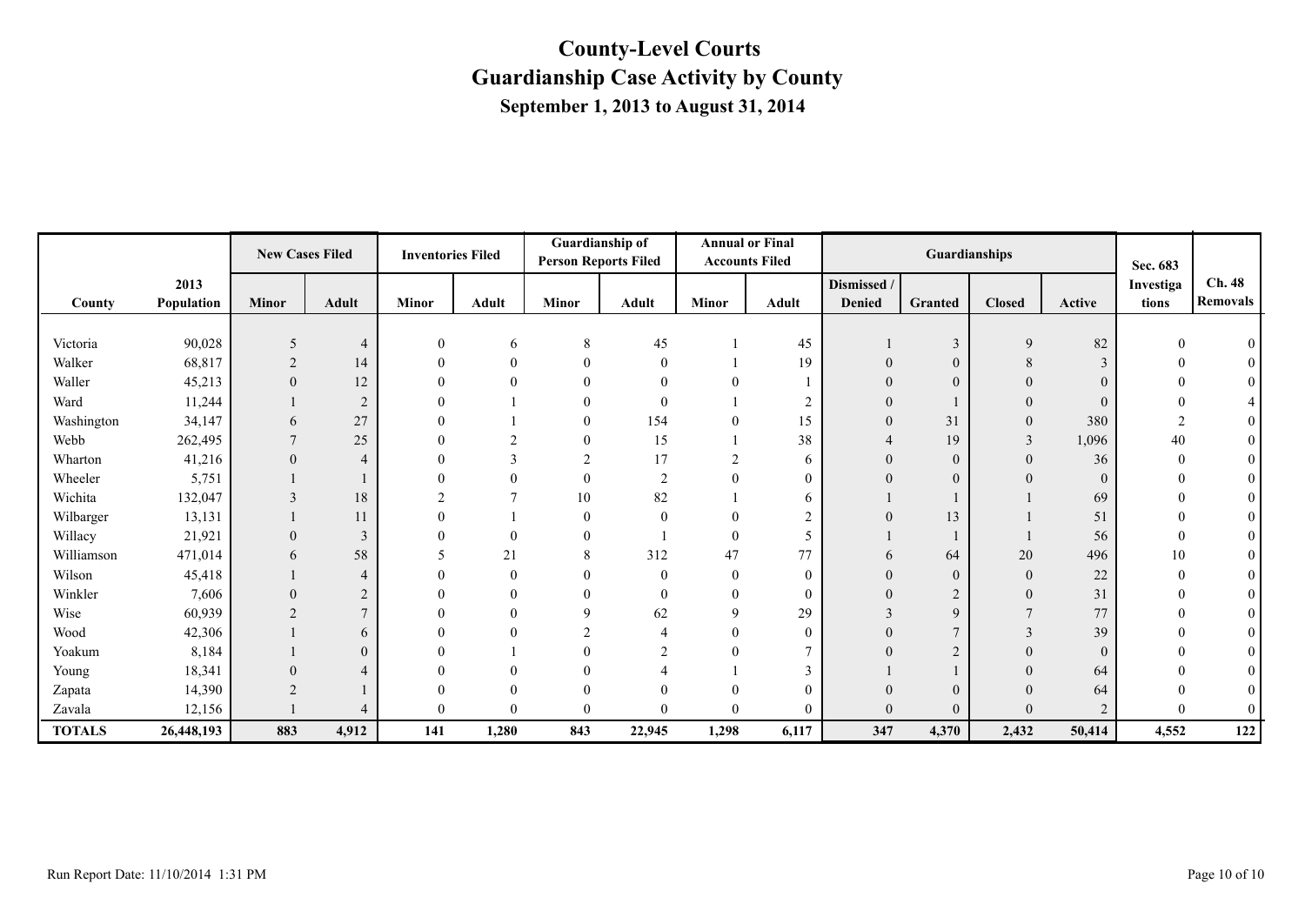# County-Level Courts
# Guardianship Case Activity by County
## September 1, 2013 to August 31, 2014

| | | New Cases Filed | | Inventories Filed | | Guardianship of Person Reports Filed | | Annual or Final Accounts Filed | | Guardianships | | | | Sec. 683 | |
|---|---|---|---|---|---|---|---|---|---|---|---|---|---|---|---|
| County | 2013 Population | Minor | Adult | Minor | Adult | Minor | Adult | Minor | Adult | Dismissed / Denied | Granted | Closed | Active | Investigations | Ch. 48 Removals |
| Victoria | 90,028 | 5 | 4 | 0 | 6 | 8 | 45 | 1 | 45 | 1 | 3 | 9 | 82 | 0 | 0 |
| Walker | 68,817 | 2 | 14 | 0 | 0 | 0 | 0 | 1 | 19 | 0 | 0 | 8 | 3 | 0 | 0 |
| Waller | 45,213 | 0 | 12 | 0 | 0 | 0 | 0 | 0 | 1 | 0 | 0 | 0 | 0 | 0 | 0 |
| Ward | 11,244 | 1 | 2 | 0 | 1 | 0 | 0 | 1 | 2 | 0 | 1 | 0 | 0 | 0 | 4 |
| Washington | 34,147 | 6 | 27 | 0 | 1 | 0 | 154 | 0 | 15 | 0 | 31 | 0 | 380 | 2 | 0 |
| Webb | 262,495 | 7 | 25 | 0 | 2 | 0 | 15 | 1 | 38 | 4 | 19 | 3 | 1,096 | 40 | 0 |
| Wharton | 41,216 | 0 | 4 | 0 | 3 | 2 | 17 | 2 | 6 | 0 | 0 | 0 | 36 | 0 | 0 |
| Wheeler | 5,751 | 1 | 1 | 0 | 0 | 0 | 2 | 0 | 0 | 0 | 0 | 0 | 0 | 0 | 0 |
| Wichita | 132,047 | 3 | 18 | 2 | 7 | 10 | 82 | 1 | 6 | 1 | 1 | 1 | 69 | 0 | 0 |
| Wilbarger | 13,131 | 1 | 11 | 0 | 1 | 0 | 0 | 0 | 2 | 0 | 13 | 1 | 51 | 0 | 0 |
| Willacy | 21,921 | 0 | 3 | 0 | 0 | 0 | 1 | 0 | 5 | 1 | 1 | 1 | 56 | 0 | 0 |
| Williamson | 471,014 | 6 | 58 | 5 | 21 | 8 | 312 | 47 | 77 | 6 | 64 | 20 | 496 | 10 | 0 |
| Wilson | 45,418 | 1 | 4 | 0 | 0 | 0 | 0 | 0 | 0 | 0 | 0 | 0 | 22 | 0 | 0 |
| Winkler | 7,606 | 0 | 2 | 0 | 0 | 0 | 0 | 0 | 0 | 0 | 2 | 0 | 31 | 0 | 0 |
| Wise | 60,939 | 2 | 7 | 0 | 0 | 9 | 62 | 9 | 29 | 3 | 9 | 7 | 77 | 0 | 0 |
| Wood | 42,306 | 1 | 6 | 0 | 0 | 2 | 4 | 0 | 0 | 0 | 7 | 3 | 39 | 0 | 0 |
| Yoakum | 8,184 | 1 | 0 | 0 | 1 | 0 | 2 | 0 | 7 | 0 | 2 | 0 | 0 | 0 | 0 |
| Young | 18,341 | 0 | 4 | 0 | 0 | 0 | 4 | 1 | 3 | 1 | 1 | 0 | 64 | 0 | 0 |
| Zapata | 14,390 | 2 | 1 | 0 | 0 | 0 | 0 | 0 | 0 | 0 | 0 | 0 | 64 | 0 | 0 |
| Zavala | 12,156 | 1 | 4 | 0 | 0 | 0 | 0 | 0 | 0 | 0 | 0 | 0 | 2 | 0 | 0 |
| **TOTALS** | **26,448,193** | **883** | **4,912** | **141** | **1,280** | **843** | **22,945** | **1,298** | **6,117** | **347** | **4,370** | **2,432** | **50,414** | **4,552** | **122** |

Run Report Date: 11/10/2014 1:31 PM